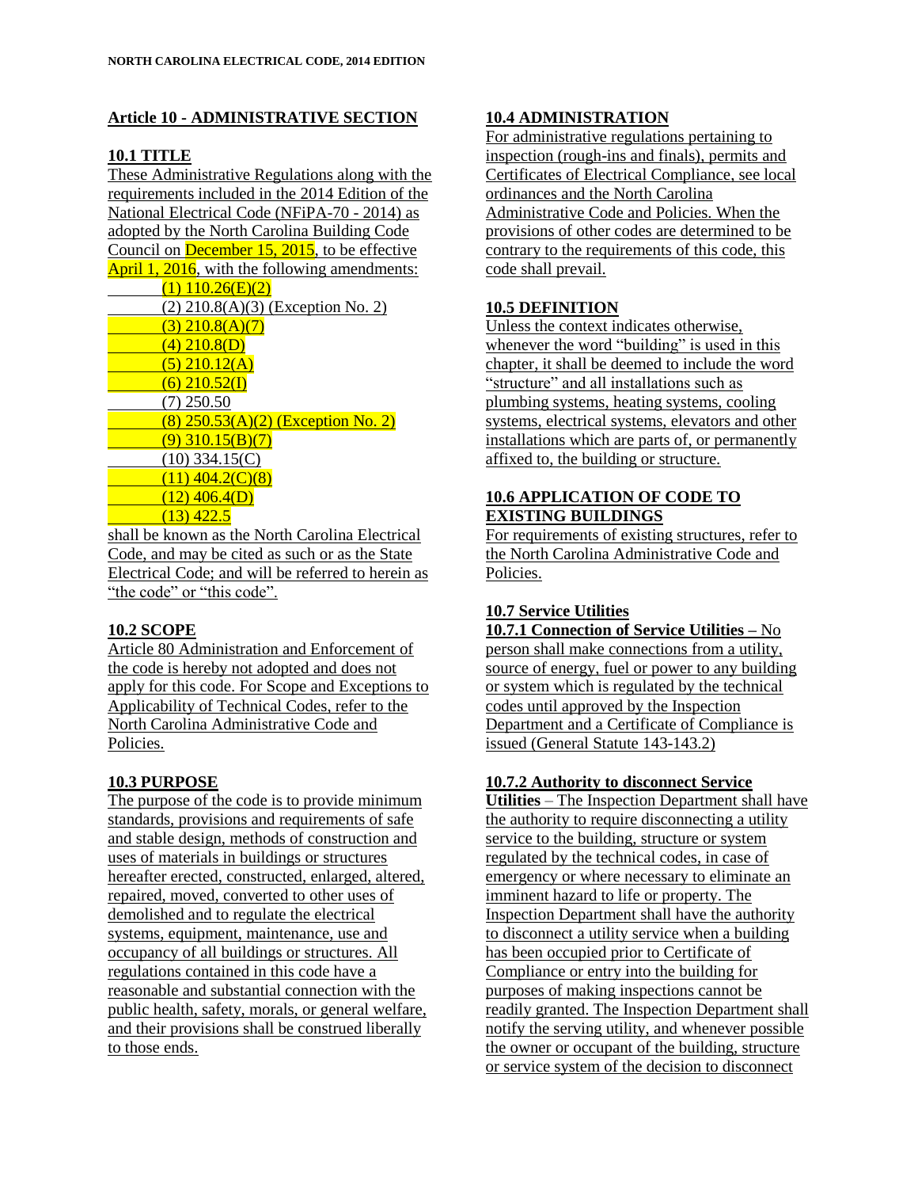## Article 10 - ADMINISTRATIVE SECTION

### 10.1 TITLE

These Administrative Regulations along with the requirements included in the 2014 Edition of the National Electrical Code (NFiPA-70 - 2014) as adopted by the North Carolina Building Code Council on December 15, 2015, to be effective April 1, 2016, with the following amendments:

- (1) 110.26(E)(2)
- (2) 210.8(A)(3) (Exception No. 2)
- (3) 210.8(A)(7)
- (4) 210.8(D)
- (5) 210.12(A)
- (6) 210.52(I)
- (7) 250.50
- (8) 250.53(A)(2) (Exception No. 2)
- (9) 310.15(B)(7)
- (10) 334.15(C)
- (11) 404.2(C)(8)
- (12) 406.4(D)
- (13) 422.5

shall be known as the North Carolina Electrical Code, and may be cited as such or as the State Electrical Code; and will be referred to herein as "the code" or "this code".

### 10.2 SCOPE

Article 80 Administration and Enforcement of the code is hereby not adopted and does not apply for this code. For Scope and Exceptions to Applicability of Technical Codes, refer to the North Carolina Administrative Code and Policies.

### 10.3 PURPOSE

The purpose of the code is to provide minimum standards, provisions and requirements of safe and stable design, methods of construction and uses of materials in buildings or structures hereafter erected, constructed, enlarged, altered, repaired, moved, converted to other uses of demolished and to regulate the electrical systems, equipment, maintenance, use and occupancy of all buildings or structures. All regulations contained in this code have a reasonable and substantial connection with the public health, safety, morals, or general welfare, and their provisions shall be construed liberally to those ends.

### 10.4 ADMINISTRATION

For administrative regulations pertaining to inspection (rough-ins and finals), permits and Certificates of Electrical Compliance, see local ordinances and the North Carolina Administrative Code and Policies. When the provisions of other codes are determined to be contrary to the requirements of this code, this code shall prevail.

### 10.5 DEFINITION

Unless the context indicates otherwise, whenever the word "building" is used in this chapter, it shall be deemed to include the word "structure" and all installations such as plumbing systems, heating systems, cooling systems, electrical systems, elevators and other installations which are parts of, or permanently affixed to, the building or structure.

### 10.6 APPLICATION OF CODE TO EXISTING BUILDINGS

For requirements of existing structures, refer to the North Carolina Administrative Code and Policies.

### 10.7 Service Utilities

**10.7.1 Connection of Service Utilities –** No person shall make connections from a utility, source of energy, fuel or power to any building or system which is regulated by the technical codes until approved by the Inspection Department and a Certificate of Compliance is issued (General Statute 143-143.2)

**10.7.2 Authority to disconnect Service Utilities** – The Inspection Department shall have the authority to require disconnecting a utility service to the building, structure or system regulated by the technical codes, in case of emergency or where necessary to eliminate an imminent hazard to life or property. The Inspection Department shall have the authority to disconnect a utility service when a building has been occupied prior to Certificate of Compliance or entry into the building for purposes of making inspections cannot be readily granted. The Inspection Department shall notify the serving utility, and whenever possible the owner or occupant of the building, structure or service system of the decision to disconnect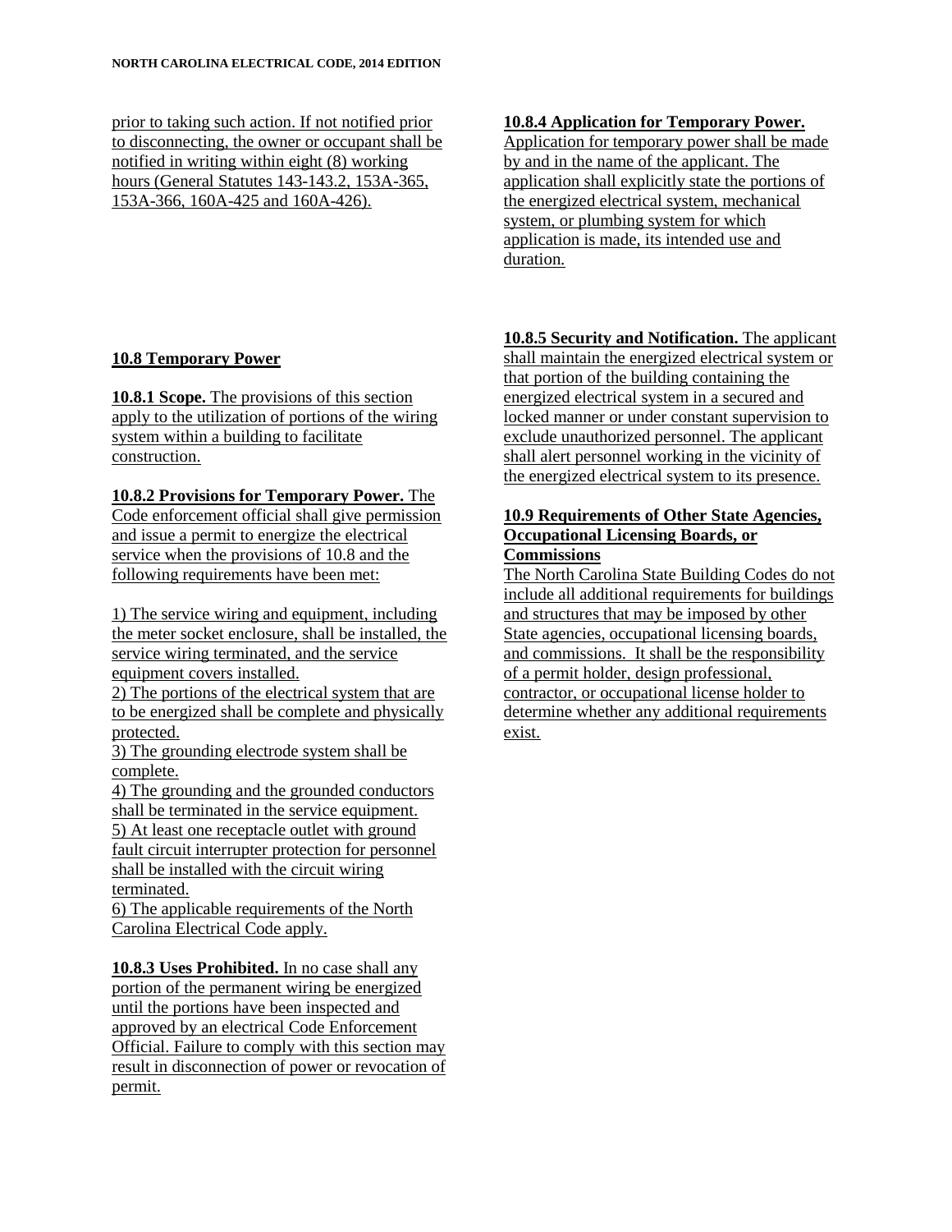prior to taking such action. If not notified prior to disconnecting, the owner or occupant shall be notified in writing within eight (8) working hours (General Statutes 143-143.2, 153A-365, 153A-366, 160A-425 and 160A-426).

**10.8 Temporary Power**

**10.8.1 Scope.** The provisions of this section apply to the utilization of portions of the wiring system within a building to facilitate construction.

**10.8.2 Provisions for Temporary Power.** The Code enforcement official shall give permission and issue a permit to energize the electrical service when the provisions of 10.8 and the following requirements have been met:

1) The service wiring and equipment, including the meter socket enclosure, shall be installed, the service wiring terminated, and the service equipment covers installed.
2) The portions of the electrical system that are to be energized shall be complete and physically protected.
3) The grounding electrode system shall be complete.
4) The grounding and the grounded conductors shall be terminated in the service equipment.
5) At least one receptacle outlet with ground fault circuit interrupter protection for personnel shall be installed with the circuit wiring terminated.
6) The applicable requirements of the North Carolina Electrical Code apply.

**10.8.3 Uses Prohibited.** In no case shall any portion of the permanent wiring be energized until the portions have been inspected and approved by an electrical Code Enforcement Official. Failure to comply with this section may result in disconnection of power or revocation of permit.

**10.8.4 Application for Temporary Power.** Application for temporary power shall be made by and in the name of the applicant. The application shall explicitly state the portions of the energized electrical system, mechanical system, or plumbing system for which application is made, its intended use and duration.

**10.8.5 Security and Notification.** The applicant shall maintain the energized electrical system or that portion of the building containing the energized electrical system in a secured and locked manner or under constant supervision to exclude unauthorized personnel. The applicant shall alert personnel working in the vicinity of the energized electrical system to its presence.

**10.9 Requirements of Other State Agencies, Occupational Licensing Boards, or Commissions**

The North Carolina State Building Codes do not include all additional requirements for buildings and structures that may be imposed by other State agencies, occupational licensing boards, and commissions. It shall be the responsibility of a permit holder, design professional, contractor, or occupational license holder to determine whether any additional requirements exist.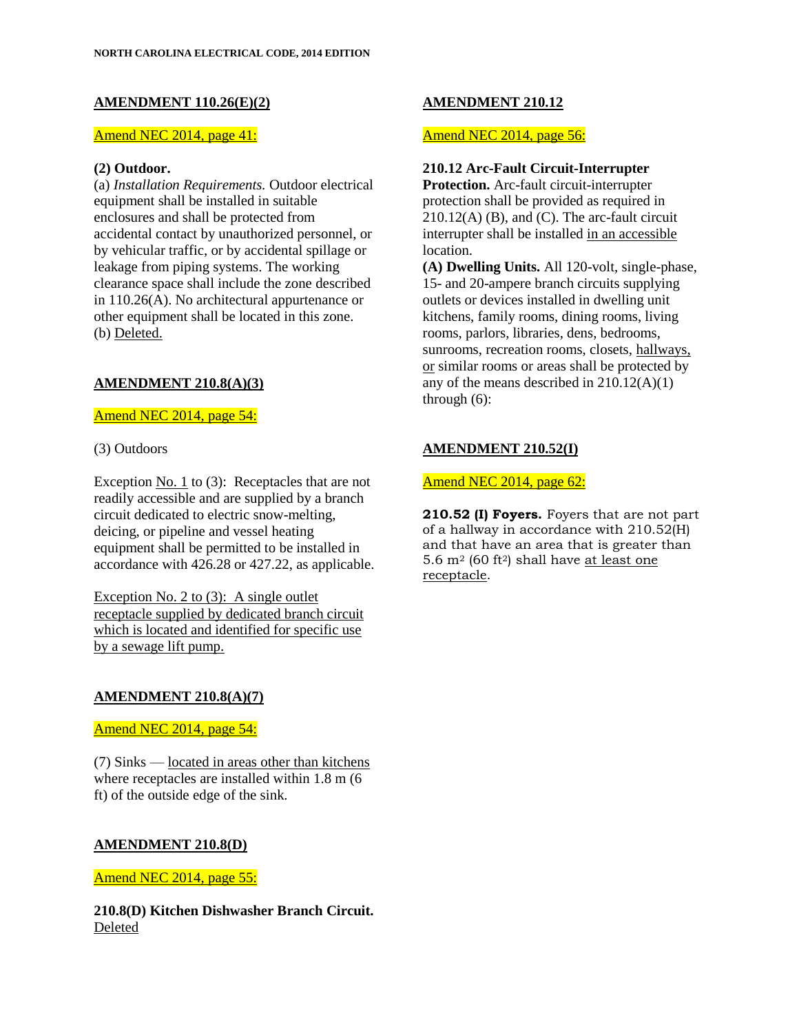## AMENDMENT 110.26(E)(2)

Amend NEC 2014, page 41:

**(2) Outdoor.**
(a) *Installation Requirements.* Outdoor electrical equipment shall be installed in suitable enclosures and shall be protected from accidental contact by unauthorized personnel, or by vehicular traffic, or by accidental spillage or leakage from piping systems. The working clearance space shall include the zone described in 110.26(A). No architectural appurtenance or other equipment shall be located in this zone.
(b) Deleted.

## AMENDMENT 210.8(A)(3)

Amend NEC 2014, page 54:

(3) Outdoors

Exception No. 1 to (3): Receptacles that are not readily accessible and are supplied by a branch circuit dedicated to electric snow-melting, deicing, or pipeline and vessel heating equipment shall be permitted to be installed in accordance with 426.28 or 427.22, as applicable.

Exception No. 2 to (3): A single outlet receptacle supplied by dedicated branch circuit which is located and identified for specific use by a sewage lift pump.

## AMENDMENT 210.8(A)(7)

Amend NEC 2014, page 54:

(7) Sinks — located in areas other than kitchens where receptacles are installed within 1.8 m (6 ft) of the outside edge of the sink.

## AMENDMENT 210.8(D)

Amend NEC 2014, page 55:

**210.8(D) Kitchen Dishwasher Branch Circuit.** Deleted

## AMENDMENT 210.12

Amend NEC 2014, page 56:

**210.12 Arc-Fault Circuit-Interrupter Protection.** Arc-fault circuit-interrupter protection shall be provided as required in 210.12(A) (B), and (C). The arc-fault circuit interrupter shall be installed in an accessible location.
**(A) Dwelling Units.** All 120-volt, single-phase, 15- and 20-ampere branch circuits supplying outlets or devices installed in dwelling unit kitchens, family rooms, dining rooms, living rooms, parlors, libraries, dens, bedrooms, sunrooms, recreation rooms, closets, hallways, or similar rooms or areas shall be protected by any of the means described in 210.12(A)(1) through (6):

## AMENDMENT 210.52(I)

Amend NEC 2014, page 62:

**210.52 (I) Foyers.** Foyers that are not part of a hallway in accordance with 210.52(H) and that have an area that is greater than 5.6 $m^2$ (60 $ft^2$) shall have at least one receptacle.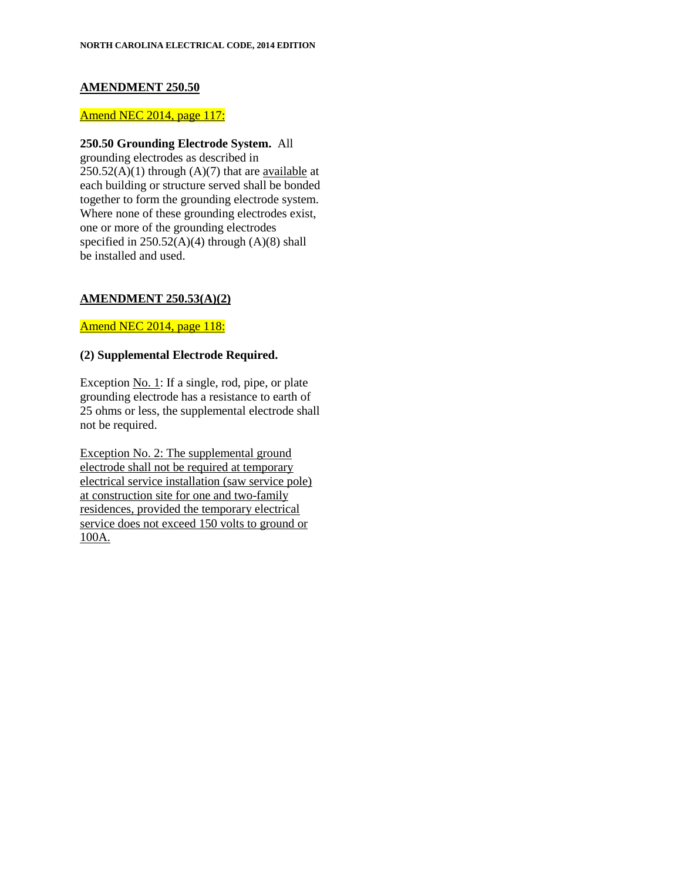## AMENDMENT 250.50

Amend NEC 2014, page 117:

**250.50 Grounding Electrode System.** All grounding electrodes as described in 250.52(A)(1) through (A)(7) that are available at each building or structure served shall be bonded together to form the grounding electrode system. Where none of these grounding electrodes exist, one or more of the grounding electrodes specified in 250.52(A)(4) through (A)(8) shall be installed and used.

## AMENDMENT 250.53(A)(2)

Amend NEC 2014, page 118:

**(2) Supplemental Electrode Required.**

Exception No. 1: If a single, rod, pipe, or plate grounding electrode has a resistance to earth of 25 ohms or less, the supplemental electrode shall not be required.

Exception No. 2: The supplemental ground electrode shall not be required at temporary electrical service installation (saw service pole) at construction site for one and two-family residences, provided the temporary electrical service does not exceed 150 volts to ground or 100A.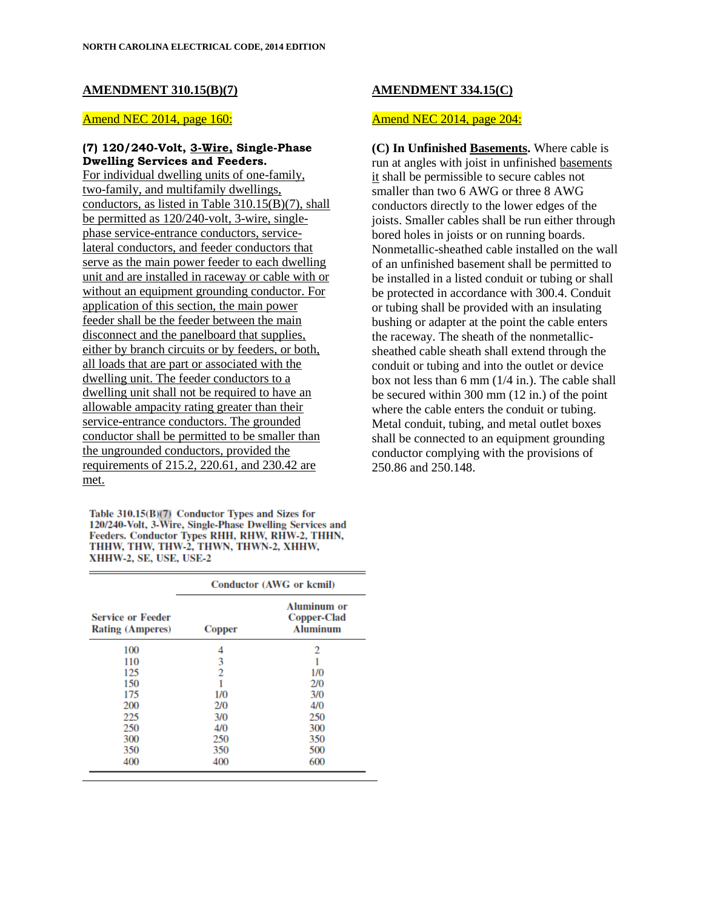## AMENDMENT 310.15(B)(7)

Amend NEC 2014, page 160:

**(7) 120/240-Volt, 3-Wire, Single-Phase Dwelling Services and Feeders.** For individual dwelling units of one-family, two-family, and multifamily dwellings, conductors, as listed in Table 310.15(B)(7), shall be permitted as 120/240-volt, 3-wire, single-phase service-entrance conductors, service-lateral conductors, and feeder conductors that serve as the main power feeder to each dwelling unit and are installed in raceway or cable with or without an equipment grounding conductor. For application of this section, the main power feeder shall be the feeder between the main disconnect and the panelboard that supplies, either by branch circuits or by feeders, or both, all loads that are part or associated with the dwelling unit. The feeder conductors to a dwelling unit shall not be required to have an allowable ampacity rating greater than their service-entrance conductors. The grounded conductor shall be permitted to be smaller than the ungrounded conductors, provided the requirements of 215.2, 220.61, and 230.42 are met.

**Table 310.15(B)(7) Conductor Types and Sizes for 120/240-Volt, 3-Wire, Single-Phase Dwelling Services and Feeders. Conductor Types RHH, RHW, RHW-2, THHN, THHW, THW, THW-2, THWN, THWN-2, XHHW, XHHW-2, SE, USE, USE-2**

| | Conductor (AWG or kcmil) | |
|---|---|---|
| Service or Feeder Rating (Amperes) | Copper | Aluminum or Copper-Clad Aluminum |
| 100 | 4 | 2 |
| 110 | 3 | 1 |
| 125 | 2 | 1/0 |
| 150 | 1 | 2/0 |
| 175 | 1/0 | 3/0 |
| 200 | 2/0 | 4/0 |
| 225 | 3/0 | 250 |
| 250 | 4/0 | 300 |
| 300 | 250 | 350 |
| 350 | 350 | 500 |
| 400 | 400 | 600 |

## AMENDMENT 334.15(C)

Amend NEC 2014, page 204:

**(C) In Unfinished Basements.** Where cable is run at angles with joist in unfinished basements it shall be permissible to secure cables not smaller than two 6 AWG or three 8 AWG conductors directly to the lower edges of the joists. Smaller cables shall be run either through bored holes in joists or on running boards. Nonmetallic-sheathed cable installed on the wall of an unfinished basement shall be permitted to be installed in a listed conduit or tubing or shall be protected in accordance with 300.4. Conduit or tubing shall be provided with an insulating bushing or adapter at the point the cable enters the raceway. The sheath of the nonmetallic-sheathed cable sheath shall extend through the conduit or tubing and into the outlet or device box not less than 6 mm (1/4 in.). The cable shall be secured within 300 mm (12 in.) of the point where the cable enters the conduit or tubing. Metal conduit, tubing, and metal outlet boxes shall be connected to an equipment grounding conductor complying with the provisions of 250.86 and 250.148.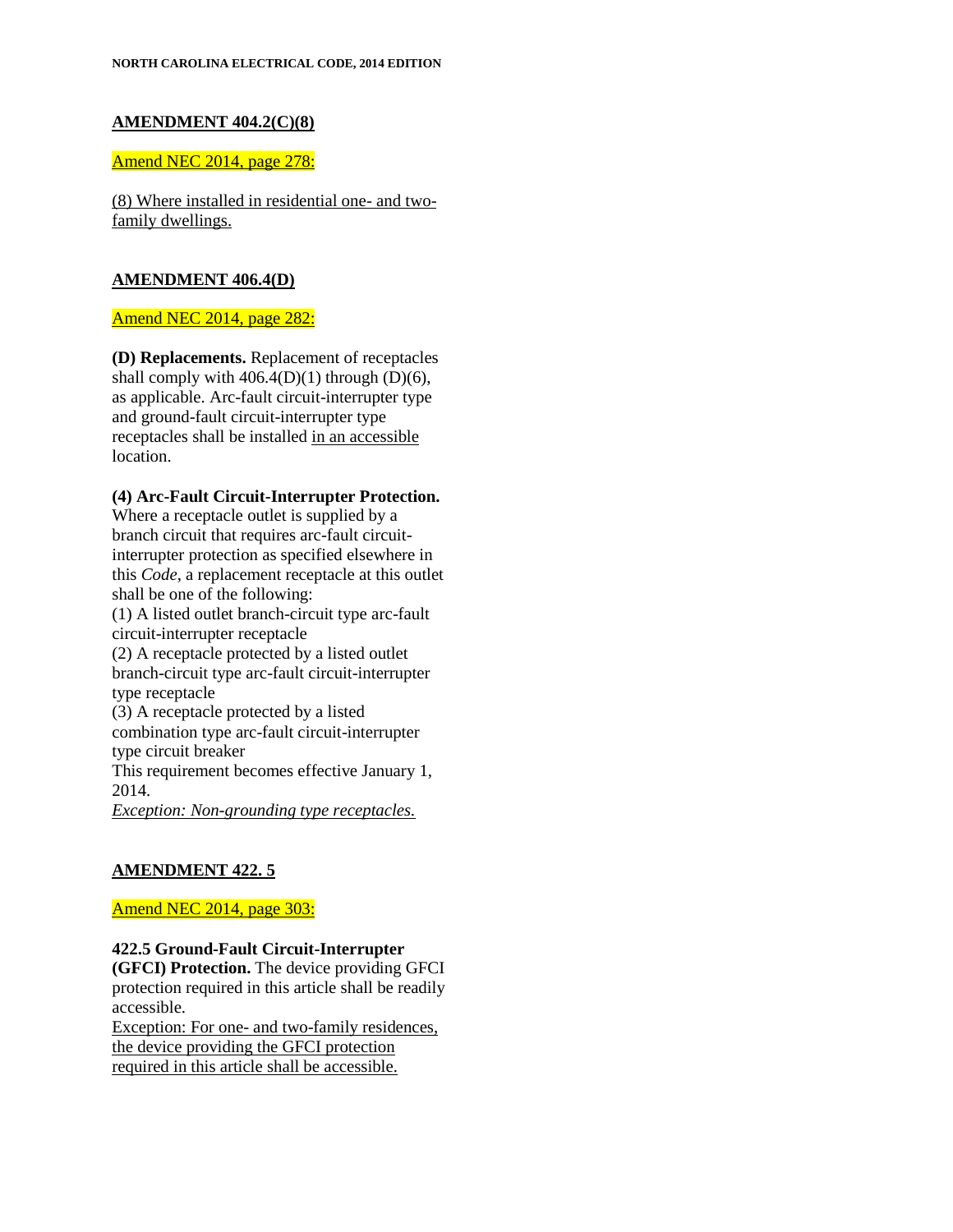## AMENDMENT 404.2(C)(8)

Amend NEC 2014, page 278:

(8) Where installed in residential one- and two-family dwellings.

## AMENDMENT 406.4(D)

Amend NEC 2014, page 282:

**(D) Replacements.** Replacement of receptacles shall comply with 406.4(D)(1) through (D)(6), as applicable. Arc-fault circuit-interrupter type and ground-fault circuit-interrupter type receptacles shall be installed in an accessible location.

**(4) Arc-Fault Circuit-Interrupter Protection.** Where a receptacle outlet is supplied by a branch circuit that requires arc-fault circuit-interrupter protection as specified elsewhere in this *Code*, a replacement receptacle at this outlet shall be one of the following:
(1) A listed outlet branch-circuit type arc-fault circuit-interrupter receptacle
(2) A receptacle protected by a listed outlet branch-circuit type arc-fault circuit-interrupter type receptacle
(3) A receptacle protected by a listed combination type arc-fault circuit-interrupter type circuit breaker
This requirement becomes effective January 1, 2014.
*Exception: Non-grounding type receptacles.*

## AMENDMENT 422. 5

Amend NEC 2014, page 303:

**422.5 Ground-Fault Circuit-Interrupter (GFCI) Protection.** The device providing GFCI protection required in this article shall be readily accessible.
Exception: For one- and two-family residences, the device providing the GFCI protection required in this article shall be accessible.